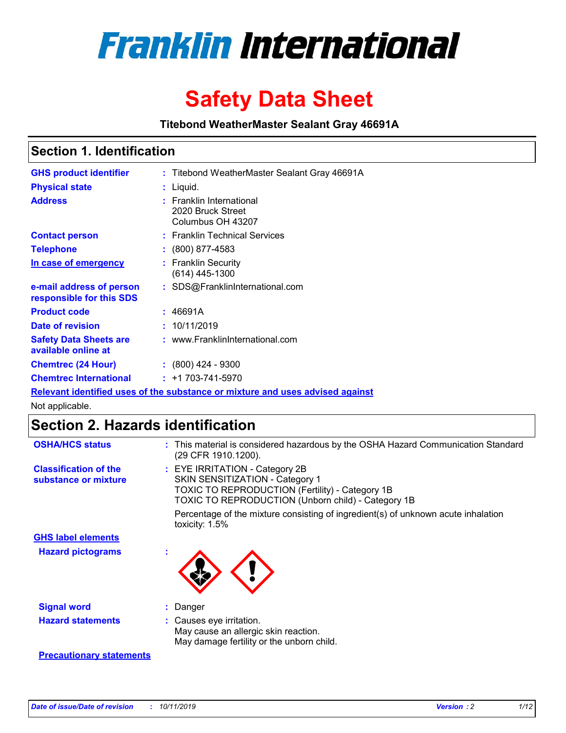# Franklin International

# Safety Data Sheet

**Titebond WeatherMaster Sealant Gray 46691A**

## Section 1. Identification

| | | |
|---|---|---|
| **GHS product identifier** | : | Titebond WeatherMaster Sealant Gray 46691A |
| **Physical state** | : | Liquid. |
| **Address** | : | Franklin International<br>2020 Bruck Street<br>Columbus OH 43207 |
| **Contact person** | : | Franklin Technical Services |
| **Telephone** | : | (800) 877-4583 |
| **In case of emergency** | : | Franklin Security<br>(614) 445-1300 |
| **e-mail address of person responsible for this SDS** | : | SDS@FranklinInternational.com |
| **Product code** | : | 46691A |
| **Date of revision** | : | 10/11/2019 |
| **Safety Data Sheets are available online at** | : | www.FranklinInternational.com |
| **Chemtrec (24 Hour)** | : | (800) 424 - 9300 |
| **Chemtrec International** | : | +1 703-741-5970 |

**Relevant identified uses of the substance or mixture and uses advised against**

Not applicable.

## Section 2. Hazards identification

| | | |
|---|---|---|
| **OSHA/HCS status** | : | This material is considered hazardous by the OSHA Hazard Communication Standard (29 CFR 1910.1200). |
| **Classification of the substance or mixture** | : | EYE IRRITATION - Category 2B<br>SKIN SENSITIZATION - Category 1<br>TOXIC TO REPRODUCTION (Fertility) - Category 1B<br>TOXIC TO REPRODUCTION (Unborn child) - Category 1B<br><br>Percentage of the mixture consisting of ingredient(s) of unknown acute inhalation toxicity: 1.5% |

**GHS label elements**

| | | |
|---|---|---|
| **Hazard pictograms** | : | |
| **Signal word** | : | Danger |
| **Hazard statements** | : | Causes eye irritation.<br>May cause an allergic skin reaction.<br>May damage fertility or the unborn child. |

**Precautionary statements**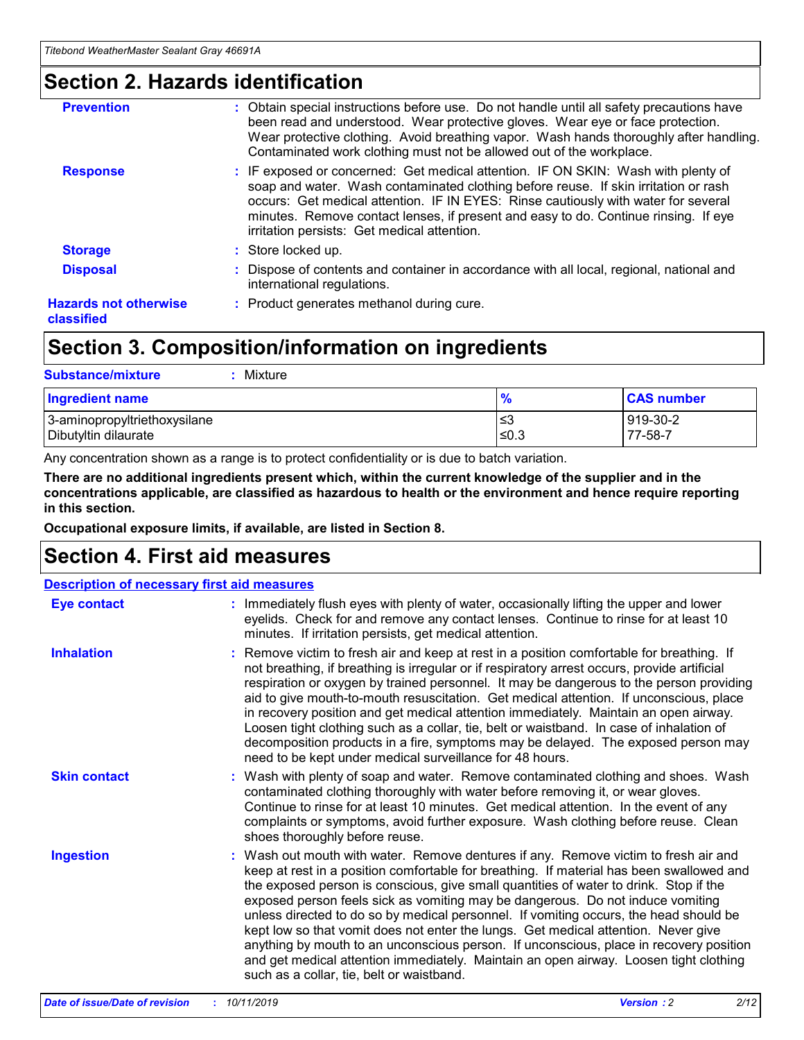## Section 2. Hazards identification

| | |
|---|---|
| **Prevention** | : Obtain special instructions before use. Do not handle until all safety precautions have been read and understood. Wear protective gloves. Wear eye or face protection. Wear protective clothing. Avoid breathing vapor. Wash hands thoroughly after handling. Contaminated work clothing must not be allowed out of the workplace. |
| **Response** | : IF exposed or concerned: Get medical attention. IF ON SKIN: Wash with plenty of soap and water. Wash contaminated clothing before reuse. If skin irritation or rash occurs: Get medical attention. IF IN EYES: Rinse cautiously with water for several minutes. Remove contact lenses, if present and easy to do. Continue rinsing. If eye irritation persists: Get medical attention. |
| **Storage** | : Store locked up. |
| **Disposal** | : Dispose of contents and container in accordance with all local, regional, national and international regulations. |
| **Hazards not otherwise classified** | : Product generates methanol during cure. |

## Section 3. Composition/information on ingredients

**Substance/mixture** : Mixture

| Ingredient name | % | CAS number |
|---|---|---|
| 3-aminopropyltriethoxysilane | ≤3 | 919-30-2 |
| Dibutyltin dilaurate | ≤0.3 | 77-58-7 |

Any concentration shown as a range is to protect confidentiality or is due to batch variation.

**There are no additional ingredients present which, within the current knowledge of the supplier and in the concentrations applicable, are classified as hazardous to health or the environment and hence require reporting in this section.**

**Occupational exposure limits, if available, are listed in Section 8.**

## Section 4. First aid measures

**Description of necessary first aid measures**

| | |
|---|---|
| **Eye contact** | : Immediately flush eyes with plenty of water, occasionally lifting the upper and lower eyelids. Check for and remove any contact lenses. Continue to rinse for at least 10 minutes. If irritation persists, get medical attention. |
| **Inhalation** | : Remove victim to fresh air and keep at rest in a position comfortable for breathing. If not breathing, if breathing is irregular or if respiratory arrest occurs, provide artificial respiration or oxygen by trained personnel. It may be dangerous to the person providing aid to give mouth-to-mouth resuscitation. Get medical attention. If unconscious, place in recovery position and get medical attention immediately. Maintain an open airway. Loosen tight clothing such as a collar, tie, belt or waistband. In case of inhalation of decomposition products in a fire, symptoms may be delayed. The exposed person may need to be kept under medical surveillance for 48 hours. |
| **Skin contact** | : Wash with plenty of soap and water. Remove contaminated clothing and shoes. Wash contaminated clothing thoroughly with water before removing it, or wear gloves. Continue to rinse for at least 10 minutes. Get medical attention. In the event of any complaints or symptoms, avoid further exposure. Wash clothing before reuse. Clean shoes thoroughly before reuse. |
| **Ingestion** | : Wash out mouth with water. Remove dentures if any. Remove victim to fresh air and keep at rest in a position comfortable for breathing. If material has been swallowed and the exposed person is conscious, give small quantities of water to drink. Stop if the exposed person feels sick as vomiting may be dangerous. Do not induce vomiting unless directed to do so by medical personnel. If vomiting occurs, the head should be kept low so that vomit does not enter the lungs. Get medical attention. Never give anything by mouth to an unconscious person. If unconscious, place in recovery position and get medical attention immediately. Maintain an open airway. Loosen tight clothing such as a collar, tie, belt or waistband. |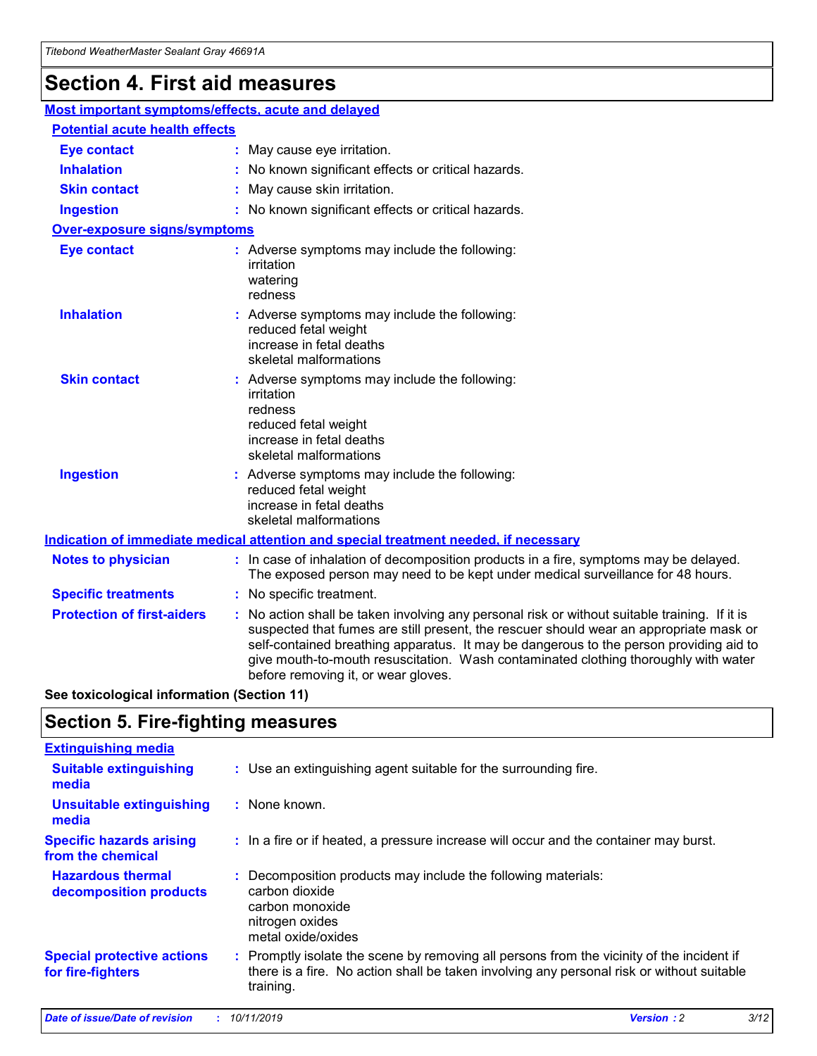# Section 4. First aid measures

### Most important symptoms/effects, acute and delayed

#### Potential acute health effects

**Eye contact** : May cause eye irritation.

**Inhalation** : No known significant effects or critical hazards.

**Skin contact** : May cause skin irritation.

**Ingestion** : No known significant effects or critical hazards.

#### Over-exposure signs/symptoms

**Eye contact** : Adverse symptoms may include the following:
irritation
watering
redness

**Inhalation** : Adverse symptoms may include the following:
reduced fetal weight
increase in fetal deaths
skeletal malformations

**Skin contact** : Adverse symptoms may include the following:
irritation
redness
reduced fetal weight
increase in fetal deaths
skeletal malformations

**Ingestion** : Adverse symptoms may include the following:
reduced fetal weight
increase in fetal deaths
skeletal malformations

### Indication of immediate medical attention and special treatment needed, if necessary

**Notes to physician** : In case of inhalation of decomposition products in a fire, symptoms may be delayed. The exposed person may need to be kept under medical surveillance for 48 hours.

**Specific treatments** : No specific treatment.

**Protection of first-aiders** : No action shall be taken involving any personal risk or without suitable training. If it is suspected that fumes are still present, the rescuer should wear an appropriate mask or self-contained breathing apparatus. It may be dangerous to the person providing aid to give mouth-to-mouth resuscitation. Wash contaminated clothing thoroughly with water before removing it, or wear gloves.

**See toxicological information (Section 11)**

# Section 5. Fire-fighting measures

### Extinguishing media

**Suitable extinguishing media** : Use an extinguishing agent suitable for the surrounding fire.

**Unsuitable extinguishing media** : None known.

**Specific hazards arising from the chemical** : In a fire or if heated, a pressure increase will occur and the container may burst.

**Hazardous thermal decomposition products** : Decomposition products may include the following materials:
carbon dioxide
carbon monoxide
nitrogen oxides
metal oxide/oxides

**Special protective actions for fire-fighters** : Promptly isolate the scene by removing all persons from the vicinity of the incident if there is a fire. No action shall be taken involving any personal risk or without suitable training.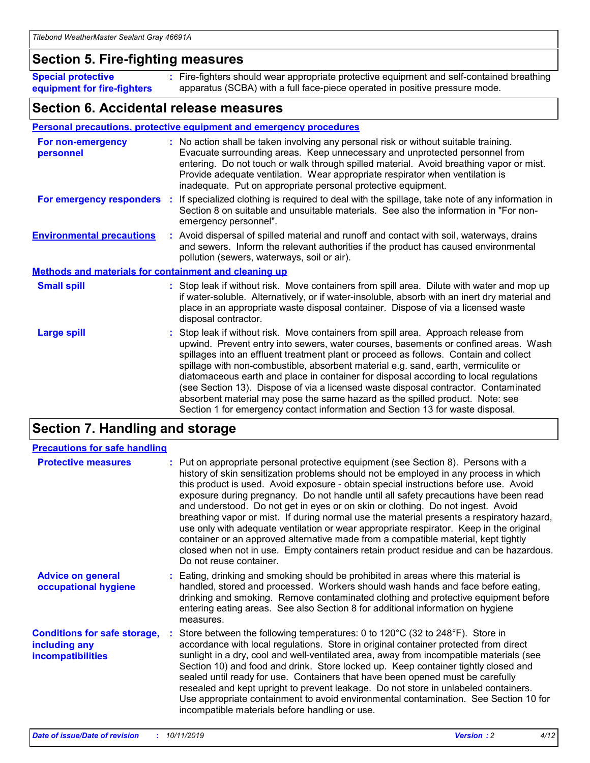## Section 5. Fire-fighting measures

**Special protective equipment for fire-fighters** : Fire-fighters should wear appropriate protective equipment and self-contained breathing apparatus (SCBA) with a full face-piece operated in positive pressure mode.

## Section 6. Accidental release measures

### Personal precautions, protective equipment and emergency procedures

**For non-emergency personnel** : No action shall be taken involving any personal risk or without suitable training. Evacuate surrounding areas. Keep unnecessary and unprotected personnel from entering. Do not touch or walk through spilled material. Avoid breathing vapor or mist. Provide adequate ventilation. Wear appropriate respirator when ventilation is inadequate. Put on appropriate personal protective equipment.

**For emergency responders** : If specialized clothing is required to deal with the spillage, take note of any information in Section 8 on suitable and unsuitable materials. See also the information in "For non-emergency personnel".

**Environmental precautions** : Avoid dispersal of spilled material and runoff and contact with soil, waterways, drains and sewers. Inform the relevant authorities if the product has caused environmental pollution (sewers, waterways, soil or air).

### Methods and materials for containment and cleaning up

**Small spill** : Stop leak if without risk. Move containers from spill area. Dilute with water and mop up if water-soluble. Alternatively, or if water-insoluble, absorb with an inert dry material and place in an appropriate waste disposal container. Dispose of via a licensed waste disposal contractor.

**Large spill** : Stop leak if without risk. Move containers from spill area. Approach release from upwind. Prevent entry into sewers, water courses, basements or confined areas. Wash spillages into an effluent treatment plant or proceed as follows. Contain and collect spillage with non-combustible, absorbent material e.g. sand, earth, vermiculite or diatomaceous earth and place in container for disposal according to local regulations (see Section 13). Dispose of via a licensed waste disposal contractor. Contaminated absorbent material may pose the same hazard as the spilled product. Note: see Section 1 for emergency contact information and Section 13 for waste disposal.

## Section 7. Handling and storage

### Precautions for safe handling

**Protective measures** : Put on appropriate personal protective equipment (see Section 8). Persons with a history of skin sensitization problems should not be employed in any process in which this product is used. Avoid exposure - obtain special instructions before use. Avoid exposure during pregnancy. Do not handle until all safety precautions have been read and understood. Do not get in eyes or on skin or clothing. Do not ingest. Avoid breathing vapor or mist. If during normal use the material presents a respiratory hazard, use only with adequate ventilation or wear appropriate respirator. Keep in the original container or an approved alternative made from a compatible material, kept tightly closed when not in use. Empty containers retain product residue and can be hazardous. Do not reuse container.

**Advice on general occupational hygiene** : Eating, drinking and smoking should be prohibited in areas where this material is handled, stored and processed. Workers should wash hands and face before eating, drinking and smoking. Remove contaminated clothing and protective equipment before entering eating areas. See also Section 8 for additional information on hygiene measures.

**Conditions for safe storage, including any incompatibilities** : Store between the following temperatures: 0 to 120°C (32 to 248°F). Store in accordance with local regulations. Store in original container protected from direct sunlight in a dry, cool and well-ventilated area, away from incompatible materials (see Section 10) and food and drink. Store locked up. Keep container tightly closed and sealed until ready for use. Containers that have been opened must be carefully resealed and kept upright to prevent leakage. Do not store in unlabeled containers. Use appropriate containment to avoid environmental contamination. See Section 10 for incompatible materials before handling or use.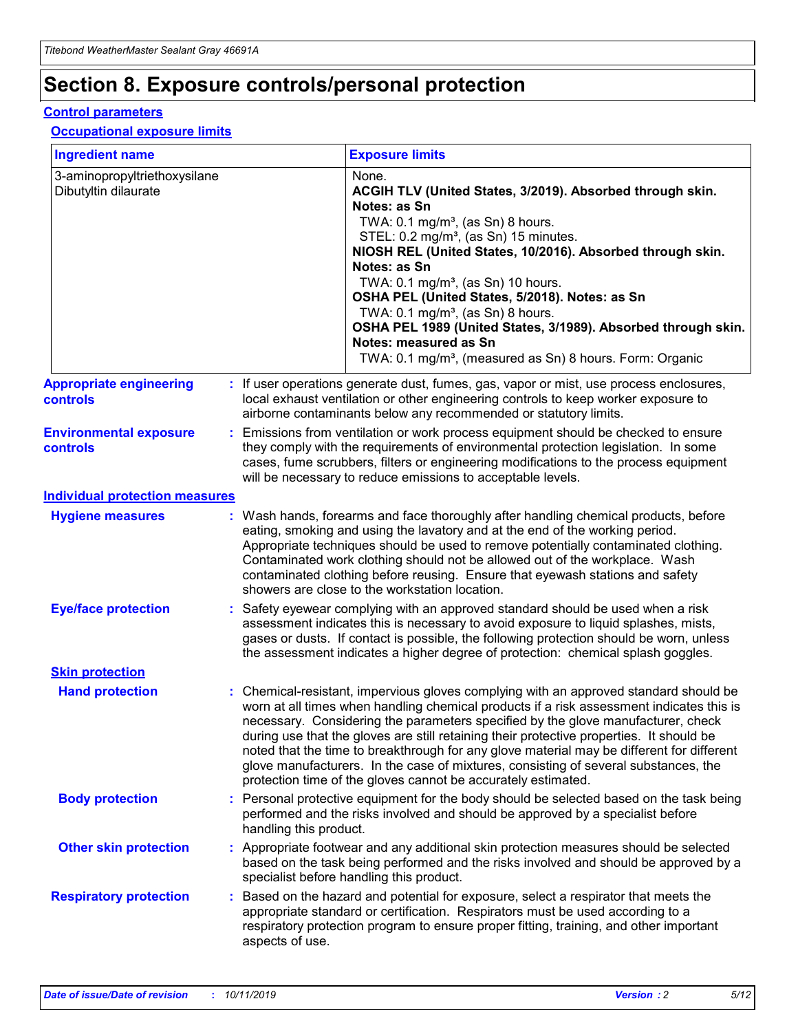# Section 8. Exposure controls/personal protection

## Control parameters

### Occupational exposure limits

| Ingredient name | Exposure limits |
|---|---|
| 3-aminopropyltriethoxysilane<br>Dibutyltin dilaurate | None.<br>**ACGIH TLV (United States, 3/2019). Absorbed through skin. Notes: as Sn**<br>TWA: 0.1 mg/m³, (as Sn) 8 hours.<br>STEL: 0.2 mg/m³, (as Sn) 15 minutes.<br>**NIOSH REL (United States, 10/2016). Absorbed through skin. Notes: as Sn**<br>TWA: 0.1 mg/m³, (as Sn) 10 hours.<br>**OSHA PEL (United States, 5/2018). Notes: as Sn**<br>TWA: 0.1 mg/m³, (as Sn) 8 hours.<br>**OSHA PEL 1989 (United States, 3/1989). Absorbed through skin. Notes: measured as Sn**<br>TWA: 0.1 mg/m³, (measured as Sn) 8 hours. Form: Organic |

**Appropriate engineering controls** : If user operations generate dust, fumes, gas, vapor or mist, use process enclosures, local exhaust ventilation or other engineering controls to keep worker exposure to airborne contaminants below any recommended or statutory limits.

**Environmental exposure controls** : Emissions from ventilation or work process equipment should be checked to ensure they comply with the requirements of environmental protection legislation. In some cases, fume scrubbers, filters or engineering modifications to the process equipment will be necessary to reduce emissions to acceptable levels.

## Individual protection measures

**Hygiene measures** : Wash hands, forearms and face thoroughly after handling chemical products, before eating, smoking and using the lavatory and at the end of the working period. Appropriate techniques should be used to remove potentially contaminated clothing. Contaminated work clothing should not be allowed out of the workplace. Wash contaminated clothing before reusing. Ensure that eyewash stations and safety showers are close to the workstation location.

**Eye/face protection** : Safety eyewear complying with an approved standard should be used when a risk assessment indicates this is necessary to avoid exposure to liquid splashes, mists, gases or dusts. If contact is possible, the following protection should be worn, unless the assessment indicates a higher degree of protection: chemical splash goggles.

### Skin protection

**Hand protection** : Chemical-resistant, impervious gloves complying with an approved standard should be worn at all times when handling chemical products if a risk assessment indicates this is necessary. Considering the parameters specified by the glove manufacturer, check during use that the gloves are still retaining their protective properties. It should be noted that the time to breakthrough for any glove material may be different for different glove manufacturers. In the case of mixtures, consisting of several substances, the protection time of the gloves cannot be accurately estimated.

**Body protection** : Personal protective equipment for the body should be selected based on the task being performed and the risks involved and should be approved by a specialist before handling this product.

**Other skin protection** : Appropriate footwear and any additional skin protection measures should be selected based on the task being performed and the risks involved and should be approved by a specialist before handling this product.

**Respiratory protection** : Based on the hazard and potential for exposure, select a respirator that meets the appropriate standard or certification. Respirators must be used according to a respiratory protection program to ensure proper fitting, training, and other important aspects of use.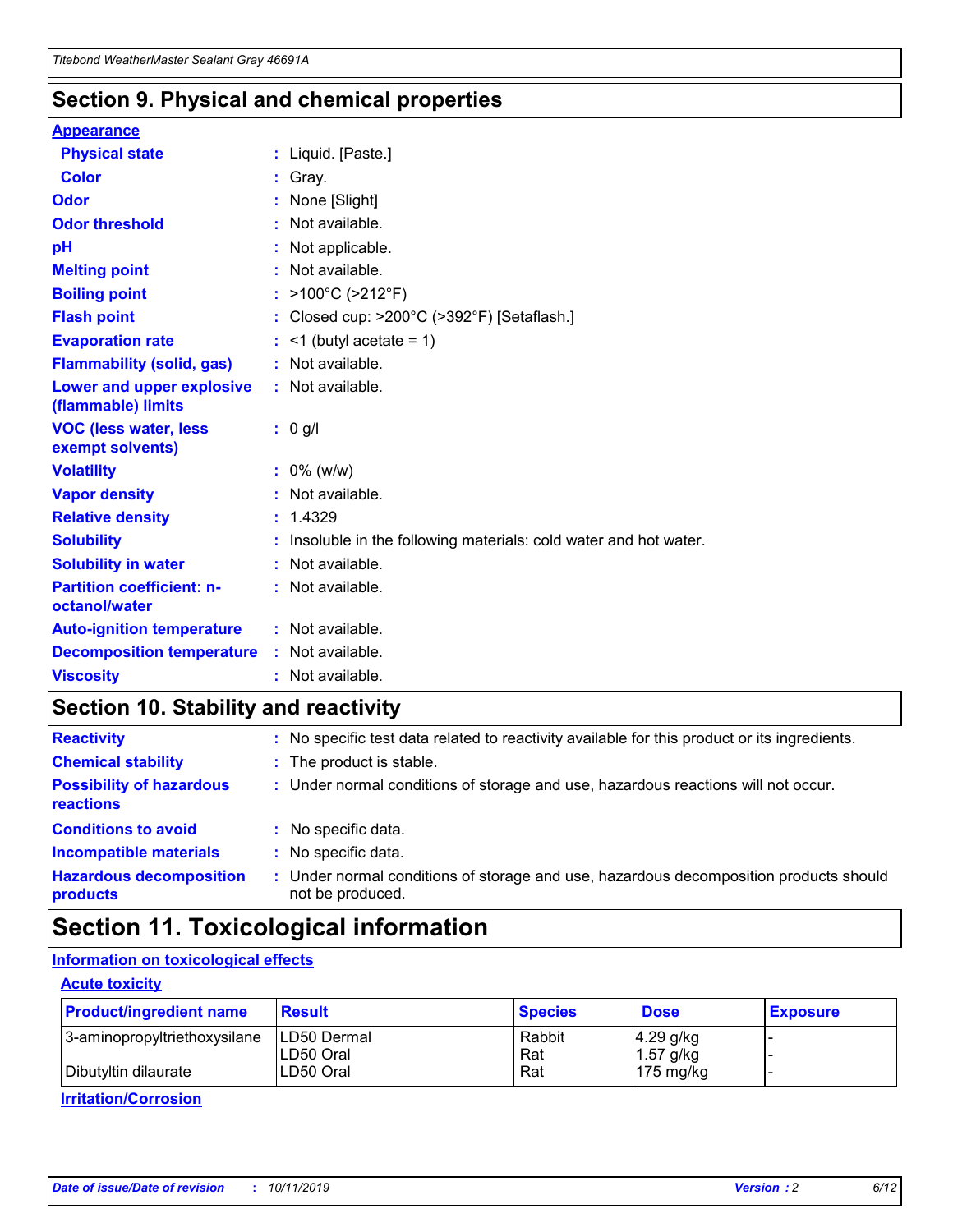## Section 9. Physical and chemical properties

**Appearance**

| | |
|---|---|
| **Physical state** | : Liquid. [Paste.] |
| **Color** | : Gray. |
| **Odor** | : None [Slight] |
| **Odor threshold** | : Not available. |
| **pH** | : Not applicable. |
| **Melting point** | : Not available. |
| **Boiling point** | : >100°C (>212°F) |
| **Flash point** | : Closed cup: >200°C (>392°F) [Setaflash.] |
| **Evaporation rate** | : <1 (butyl acetate = 1) |
| **Flammability (solid, gas)** | : Not available. |
| **Lower and upper explosive (flammable) limits** | : Not available. |
| **VOC (less water, less exempt solvents)** | : 0 g/l |
| **Volatility** | : 0% (w/w) |
| **Vapor density** | : Not available. |
| **Relative density** | : 1.4329 |
| **Solubility** | : Insoluble in the following materials: cold water and hot water. |
| **Solubility in water** | : Not available. |
| **Partition coefficient: n-octanol/water** | : Not available. |
| **Auto-ignition temperature** | : Not available. |
| **Decomposition temperature** | : Not available. |
| **Viscosity** | : Not available. |

## Section 10. Stability and reactivity

| | |
|---|---|
| **Reactivity** | : No specific test data related to reactivity available for this product or its ingredients. |
| **Chemical stability** | : The product is stable. |
| **Possibility of hazardous reactions** | : Under normal conditions of storage and use, hazardous reactions will not occur. |
| **Conditions to avoid** | : No specific data. |
| **Incompatible materials** | : No specific data. |
| **Hazardous decomposition products** | : Under normal conditions of storage and use, hazardous decomposition products should not be produced. |

## Section 11. Toxicological information

**Information on toxicological effects**

**Acute toxicity**

| Product/ingredient name | Result | Species | Dose | Exposure |
|---|---|---|---|---|
| 3-aminopropyltriethoxysilane | LD50 Dermal | Rabbit | 4.29 g/kg | - |
| | LD50 Oral | Rat | 1.57 g/kg | - |
| Dibutyltin dilaurate | LD50 Oral | Rat | 175 mg/kg | - |

**Irritation/Corrosion**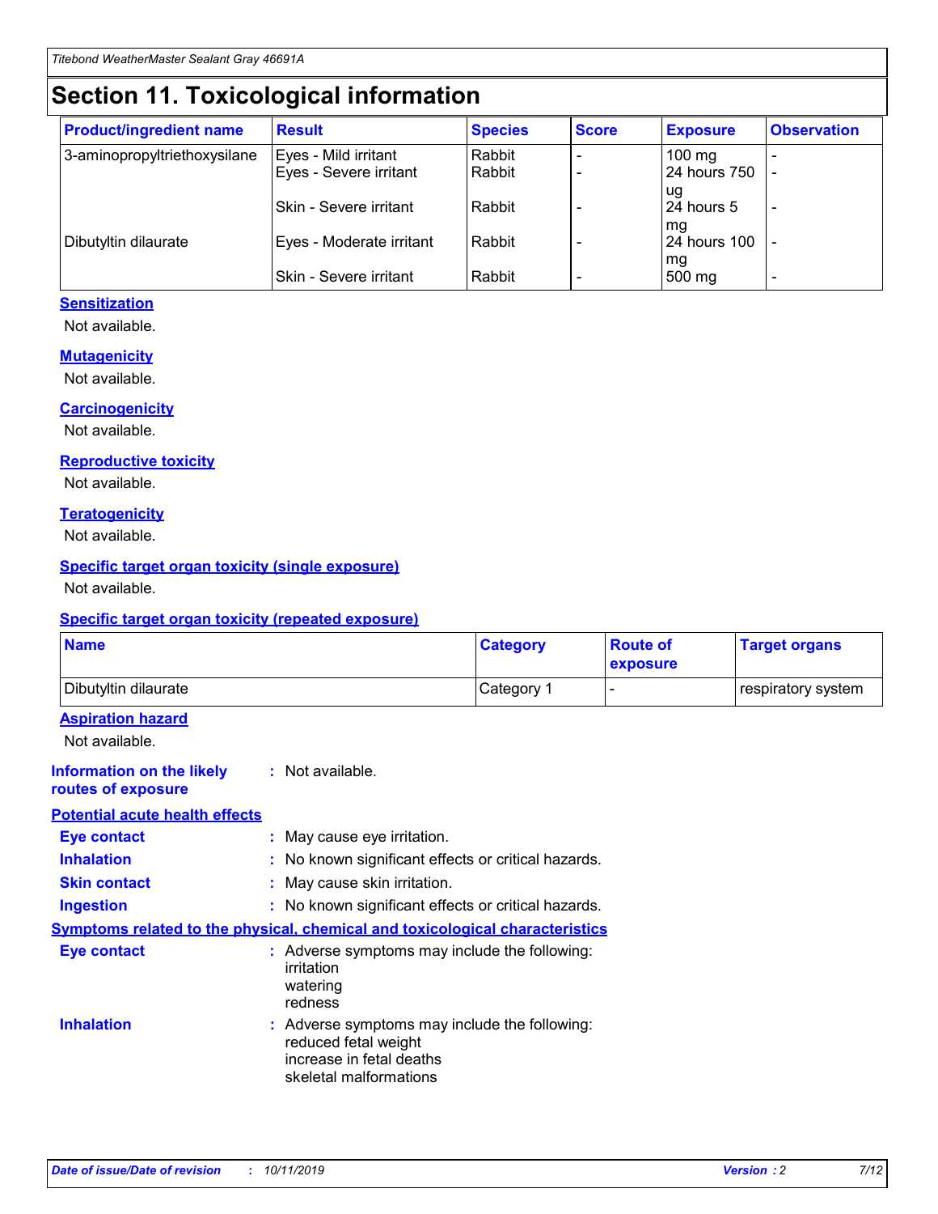# Section 11. Toxicological information

| Product/ingredient name | Result | Species | Score | Exposure | Observation |
|---|---|---|---|---|---|
| 3-aminopropyltriethoxysilane | Eyes - Mild irritant | Rabbit | - | 100 mg | - |
| | Eyes - Severe irritant | Rabbit | - | 24 hours 750 ug | - |
| | Skin - Severe irritant | Rabbit | - | 24 hours 5 mg | - |
| Dibutyltin dilaurate | Eyes - Moderate irritant | Rabbit | - | 24 hours 100 mg | - |
| | Skin - Severe irritant | Rabbit | - | 500 mg | - |

**Sensitization**

Not available.

**Mutagenicity**

Not available.

**Carcinogenicity**

Not available.

**Reproductive toxicity**

Not available.

**Teratogenicity**

Not available.

**Specific target organ toxicity (single exposure)**

Not available.

**Specific target organ toxicity (repeated exposure)**

| Name | Category | Route of exposure | Target organs |
|---|---|---|---|
| Dibutyltin dilaurate | Category 1 | - | respiratory system |

**Aspiration hazard**

Not available.

**Information on the likely routes of exposure** : Not available.

**Potential acute health effects**

**Eye contact** : May cause eye irritation.

**Inhalation** : No known significant effects or critical hazards.

**Skin contact** : May cause skin irritation.

**Ingestion** : No known significant effects or critical hazards.

**Symptoms related to the physical, chemical and toxicological characteristics**

**Eye contact** : Adverse symptoms may include the following:
irritation
watering
redness

**Inhalation** : Adverse symptoms may include the following:
reduced fetal weight
increase in fetal deaths
skeletal malformations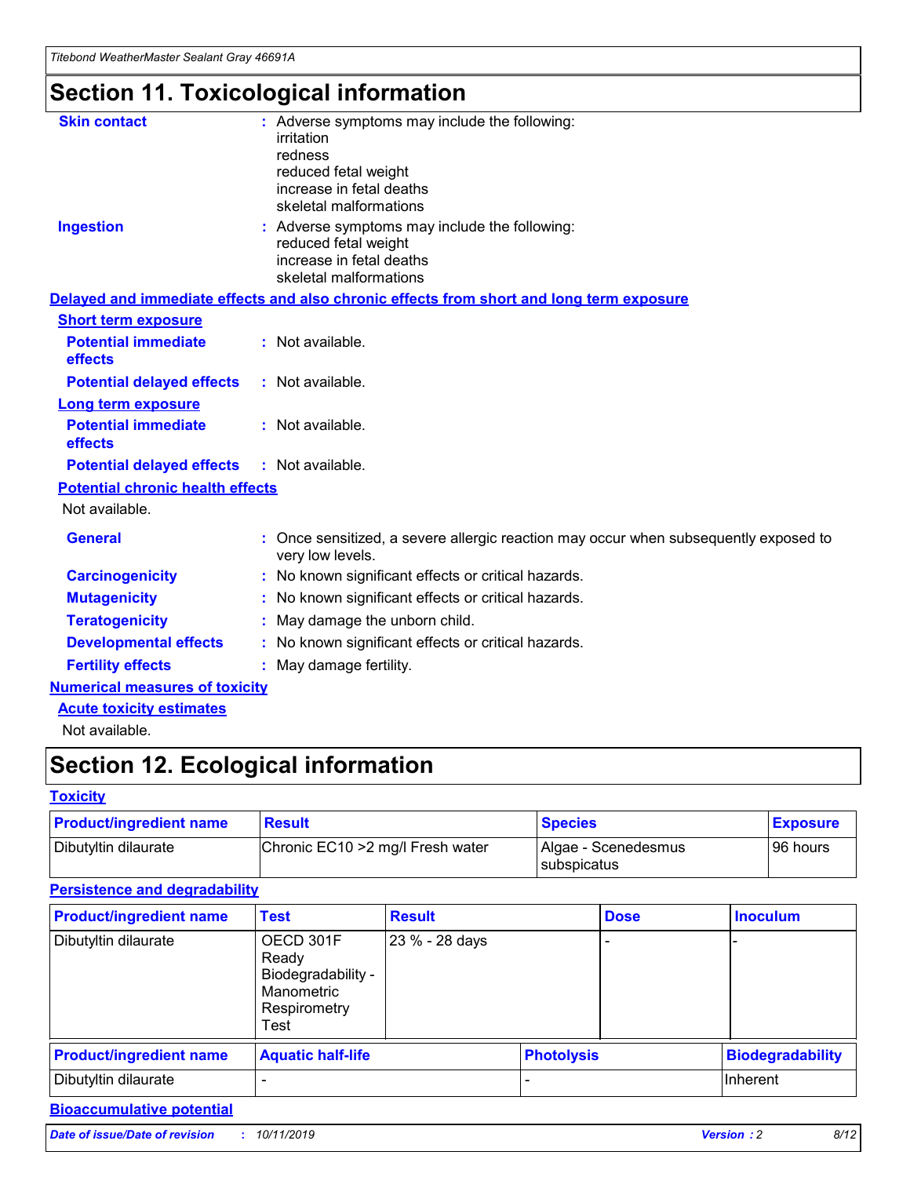# Section 11. Toxicological information

**Skin contact** : Adverse symptoms may include the following:
irritation
redness
reduced fetal weight
increase in fetal deaths
skeletal malformations

**Ingestion** : Adverse symptoms may include the following:
reduced fetal weight
increase in fetal deaths
skeletal malformations

**Delayed and immediate effects and also chronic effects from short and long term exposure**

**Short term exposure**

**Potential immediate effects** : Not available.

**Potential delayed effects** : Not available.

**Long term exposure**

**Potential immediate effects** : Not available.

**Potential delayed effects** : Not available.

**Potential chronic health effects**

Not available.

**General** : Once sensitized, a severe allergic reaction may occur when subsequently exposed to very low levels.

**Carcinogenicity** : No known significant effects or critical hazards.

**Mutagenicity** : No known significant effects or critical hazards.

**Teratogenicity** : May damage the unborn child.

**Developmental effects** : No known significant effects or critical hazards.

**Fertility effects** : May damage fertility.

**Numerical measures of toxicity**

**Acute toxicity estimates**

Not available.

# Section 12. Ecological information

**Toxicity**

| Product/ingredient name | Result | Species | Exposure |
|---|---|---|---|
| Dibutyltin dilaurate | Chronic EC10 >2 mg/l Fresh water | Algae - Scenedesmus subspicatus | 96 hours |

**Persistence and degradability**

| Product/ingredient name | Test | Result | Dose | Inoculum |
|---|---|---|---|---|
| Dibutyltin dilaurate | OECD 301F Ready Biodegradability - Manometric Respirometry Test | 23 % - 28 days | - | - |

| Product/ingredient name | Aquatic half-life | Photolysis | Biodegradability |
|---|---|---|---|
| Dibutyltin dilaurate | - | - | Inherent |

**Bioaccumulative potential**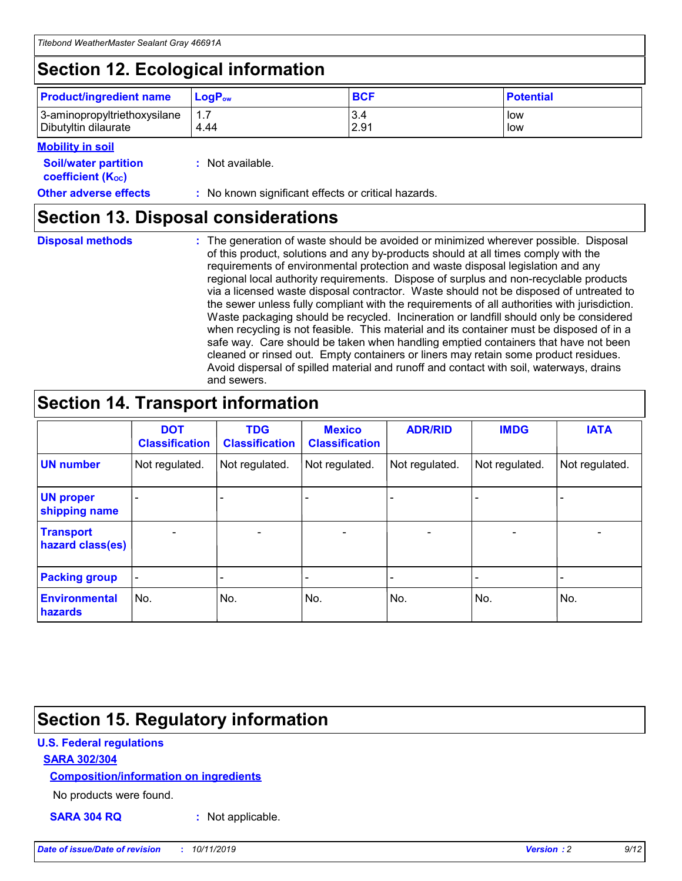# Section 12. Ecological information

| Product/ingredient name | $LogP_{ow}$ | BCF | Potential |
|---|---|---|---|
| 3-aminopropyltriethoxysilane | 1.7 | 3.4 | low |
| Dibutyltin dilaurate | 4.44 | 2.91 | low |

**Mobility in soil**

**Soil/water partition coefficient ($K_{OC}$)** : Not available.

**Other adverse effects** : No known significant effects or critical hazards.

# Section 13. Disposal considerations

**Disposal methods** : The generation of waste should be avoided or minimized wherever possible. Disposal of this product, solutions and any by-products should at all times comply with the requirements of environmental protection and waste disposal legislation and any regional local authority requirements. Dispose of surplus and non-recyclable products via a licensed waste disposal contractor. Waste should not be disposed of untreated to the sewer unless fully compliant with the requirements of all authorities with jurisdiction. Waste packaging should be recycled. Incineration or landfill should only be considered when recycling is not feasible. This material and its container must be disposed of in a safe way. Care should be taken when handling emptied containers that have not been cleaned or rinsed out. Empty containers or liners may retain some product residues. Avoid dispersal of spilled material and runoff and contact with soil, waterways, drains and sewers.

# Section 14. Transport information

| | DOT Classification | TDG Classification | Mexico Classification | ADR/RID | IMDG | IATA |
|---|---|---|---|---|---|---|
| UN number | Not regulated. | Not regulated. | Not regulated. | Not regulated. | Not regulated. | Not regulated. |
| UN proper shipping name | - | - | - | - | - | - |
| Transport hazard class(es) | - | - | - | - | - | - |
| Packing group | - | - | - | - | - | - |
| Environmental hazards | No. | No. | No. | No. | No. | No. |

# Section 15. Regulatory information

## U.S. Federal regulations

### SARA 302/304

#### Composition/information on ingredients

No products were found.

**SARA 304 RQ** : Not applicable.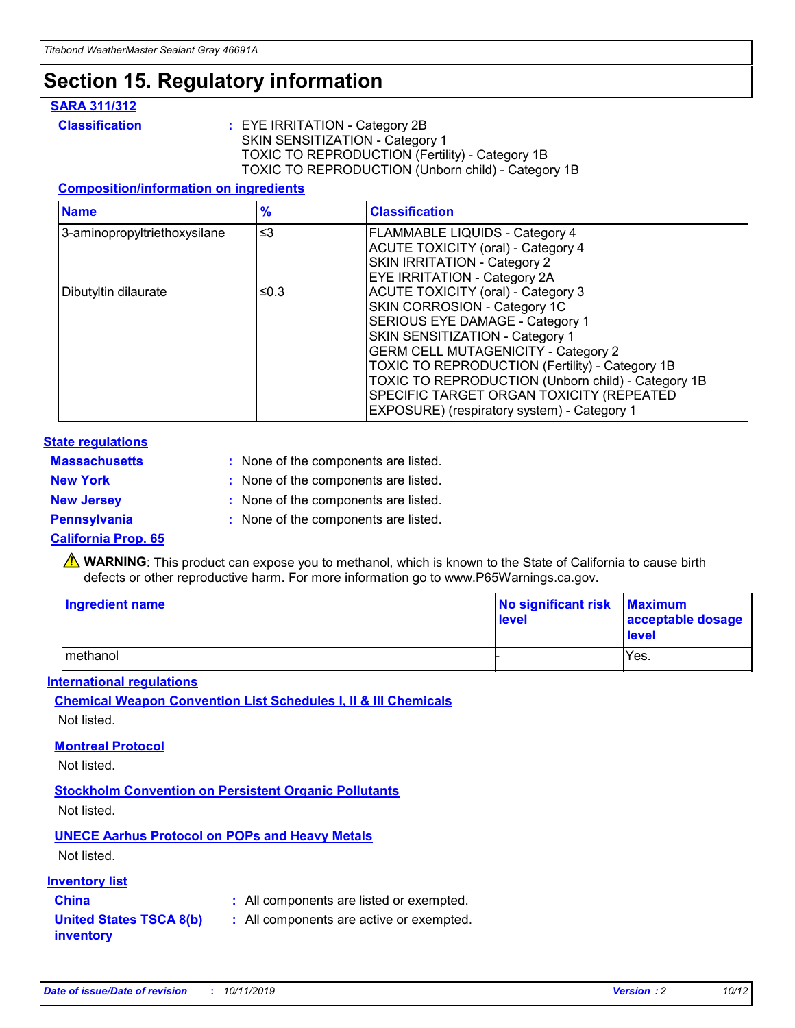# Section 15. Regulatory information

**SARA 311/312**

**Classification** : EYE IRRITATION - Category 2B
SKIN SENSITIZATION - Category 1
TOXIC TO REPRODUCTION (Fertility) - Category 1B
TOXIC TO REPRODUCTION (Unborn child) - Category 1B

**Composition/information on ingredients**

| Name | % | Classification |
| --- | --- | --- |
| 3-aminopropyltriethoxysilane | ≤3 | FLAMMABLE LIQUIDS - Category 4<br>ACUTE TOXICITY (oral) - Category 4<br>SKIN IRRITATION - Category 2<br>EYE IRRITATION - Category 2A |
| Dibutyltin dilaurate | ≤0.3 | ACUTE TOXICITY (oral) - Category 3<br>SKIN CORROSION - Category 1C<br>SERIOUS EYE DAMAGE - Category 1<br>SKIN SENSITIZATION - Category 1<br>GERM CELL MUTAGENICITY - Category 2<br>TOXIC TO REPRODUCTION (Fertility) - Category 1B<br>TOXIC TO REPRODUCTION (Unborn child) - Category 1B<br>SPECIFIC TARGET ORGAN TOXICITY (REPEATED EXPOSURE) (respiratory system) - Category 1 |

**State regulations**

**Massachusetts** : None of the components are listed.

**New York** : None of the components are listed.

**New Jersey** : None of the components are listed.

**Pennsylvania** : None of the components are listed.

**California Prop. 65**

⚠ **WARNING**: This product can expose you to methanol, which is known to the State of California to cause birth defects or other reproductive harm. For more information go to www.P65Warnings.ca.gov.

| Ingredient name | No significant risk level | Maximum acceptable dosage level |
| --- | --- | --- |
| methanol | - | Yes. |

**International regulations**

**Chemical Weapon Convention List Schedules I, II & III Chemicals**

Not listed.

**Montreal Protocol**

Not listed.

**Stockholm Convention on Persistent Organic Pollutants**

Not listed.

**UNECE Aarhus Protocol on POPs and Heavy Metals**

Not listed.

**Inventory list**

**China** : All components are listed or exempted.

**United States TSCA 8(b) inventory** : All components are active or exempted.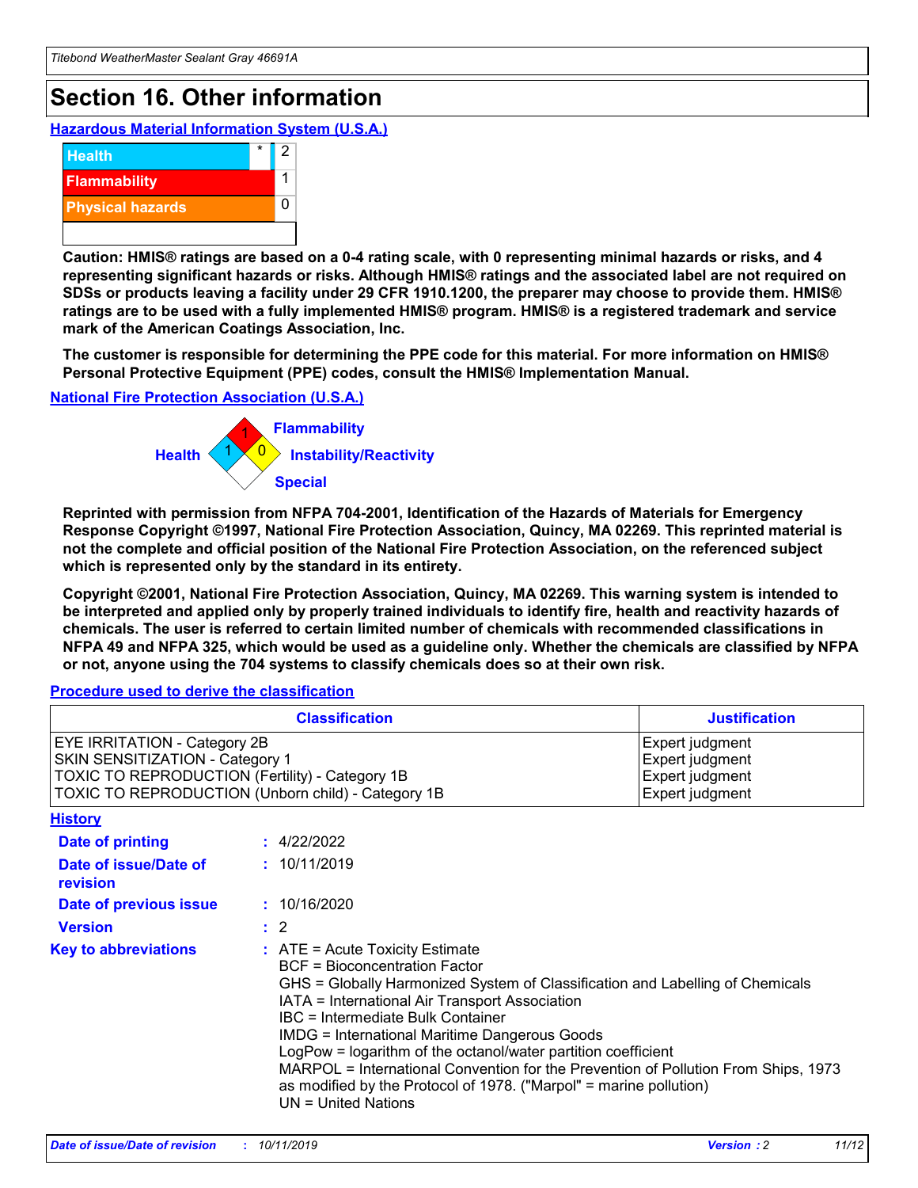# Section 16. Other information

## Hazardous Material Information System (U.S.A.)

| | | |
|---|---|---|
| Health | * | 2 |
| Flammability | | 1 |
| Physical hazards | | 0 |

**Caution: HMIS® ratings are based on a 0-4 rating scale, with 0 representing minimal hazards or risks, and 4 representing significant hazards or risks. Although HMIS® ratings and the associated label are not required on SDSs or products leaving a facility under 29 CFR 1910.1200, the preparer may choose to provide them. HMIS® ratings are to be used with a fully implemented HMIS® program. HMIS® is a registered trademark and service mark of the American Coatings Association, Inc.**

**The customer is responsible for determining the PPE code for this material. For more information on HMIS® Personal Protective Equipment (PPE) codes, consult the HMIS® Implementation Manual.**

## National Fire Protection Association (U.S.A.)

- Health: 1
- Flammability: 1
- Instability/Reactivity: 0
- Special:

**Reprinted with permission from NFPA 704-2001, Identification of the Hazards of Materials for Emergency Response Copyright ©1997, National Fire Protection Association, Quincy, MA 02269. This reprinted material is not the complete and official position of the National Fire Protection Association, on the referenced subject which is represented only by the standard in its entirety.**

**Copyright ©2001, National Fire Protection Association, Quincy, MA 02269. This warning system is intended to be interpreted and applied only by properly trained individuals to identify fire, health and reactivity hazards of chemicals. The user is referred to certain limited number of chemicals with recommended classifications in NFPA 49 and NFPA 325, which would be used as a guideline only. Whether the chemicals are classified by NFPA or not, anyone using the 704 systems to classify chemicals does so at their own risk.**

## Procedure used to derive the classification

| Classification | Justification |
|---|---|
| EYE IRRITATION - Category 2B | Expert judgment |
| SKIN SENSITIZATION - Category 1 | Expert judgment |
| TOXIC TO REPRODUCTION (Fertility) - Category 1B | Expert judgment |
| TOXIC TO REPRODUCTION (Unborn child) - Category 1B | Expert judgment |

## History

**Date of printing** : 4/22/2022

**Date of issue/Date of revision** : 10/11/2019

**Date of previous issue** : 10/16/2020

**Version** : 2

**Key to abbreviations** :
ATE = Acute Toxicity Estimate
BCF = Bioconcentration Factor
GHS = Globally Harmonized System of Classification and Labelling of Chemicals
IATA = International Air Transport Association
IBC = Intermediate Bulk Container
IMDG = International Maritime Dangerous Goods
LogPow = logarithm of the octanol/water partition coefficient
MARPOL = International Convention for the Prevention of Pollution From Ships, 1973 as modified by the Protocol of 1978. ("Marpol" = marine pollution)
UN = United Nations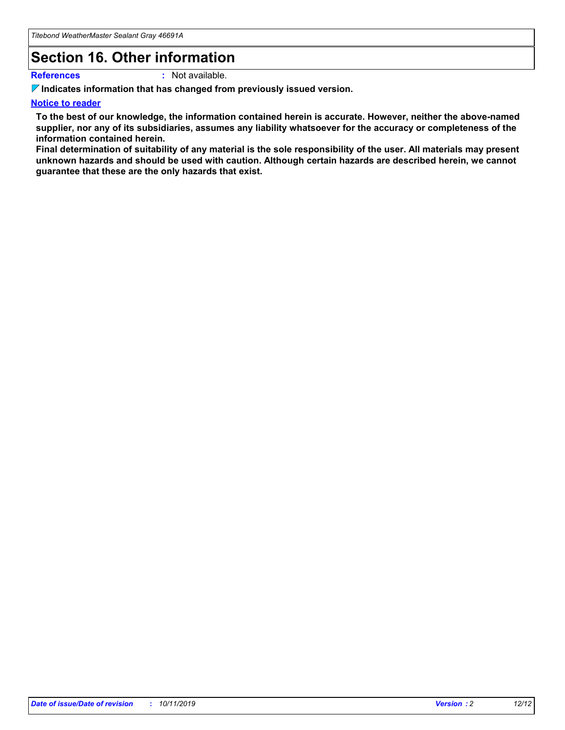# Section 16. Other information

**References** : Not available.

**Indicates information that has changed from previously issued version.**

**Notice to reader**

**To the best of our knowledge, the information contained herein is accurate. However, neither the above-named supplier, nor any of its subsidiaries, assumes any liability whatsoever for the accuracy or completeness of the information contained herein.**

**Final determination of suitability of any material is the sole responsibility of the user. All materials may present unknown hazards and should be used with caution. Although certain hazards are described herein, we cannot guarantee that these are the only hazards that exist.**